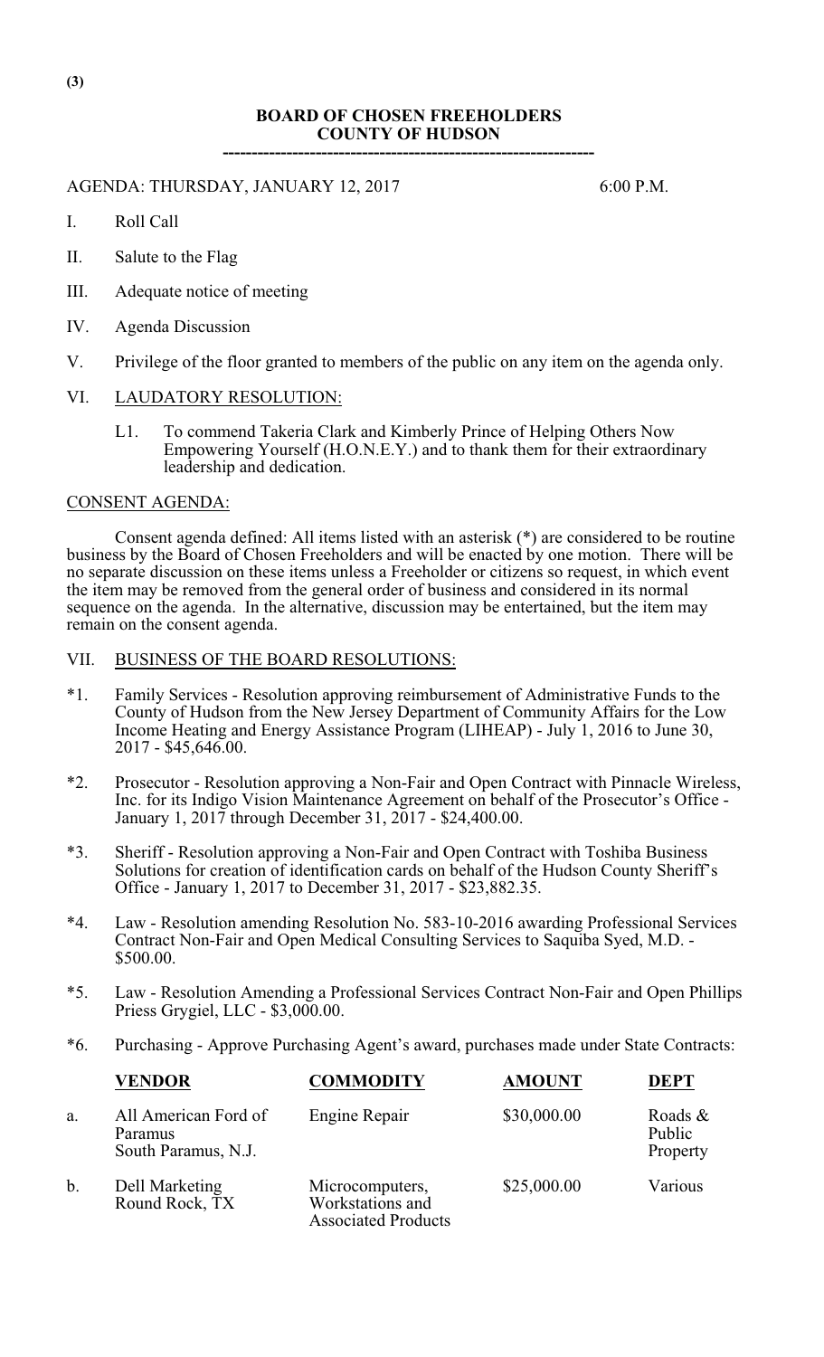(3)

# BOARD OF CHOSEN FREEHOLDERS
## COUNTY OF HUDSON

---

AGENDA: THURSDAY, JANUARY 12, 2017 6:00 P.M.

I. Roll Call

II. Salute to the Flag

III. Adequate notice of meeting

IV. Agenda Discussion

V. Privilege of the floor granted to members of the public on any item on the agenda only.

VI. LAUDATORY RESOLUTION:

L1. To commend Takeria Clark and Kimberly Prince of Helping Others Now Empowering Yourself (H.O.N.E.Y.) and to thank them for their extraordinary leadership and dedication.

CONSENT AGENDA:

Consent agenda defined: All items listed with an asterisk (*) are considered to be routine business by the Board of Chosen Freeholders and will be enacted by one motion. There will be no separate discussion on these items unless a Freeholder or citizens so request, in which event the item may be removed from the general order of business and considered in its normal sequence on the agenda. In the alternative, discussion may be entertained, but the item may remain on the consent agenda.

VII. BUSINESS OF THE BOARD RESOLUTIONS:

*1. Family Services - Resolution approving reimbursement of Administrative Funds to the County of Hudson from the New Jersey Department of Community Affairs for the Low Income Heating and Energy Assistance Program (LIHEAP) - July 1, 2016 to June 30, 2017 - $45,646.00.

*2. Prosecutor - Resolution approving a Non-Fair and Open Contract with Pinnacle Wireless, Inc. for its Indigo Vision Maintenance Agreement on behalf of the Prosecutor's Office - January 1, 2017 through December 31, 2017 - $24,400.00.

*3. Sheriff - Resolution approving a Non-Fair and Open Contract with Toshiba Business Solutions for creation of identification cards on behalf of the Hudson County Sheriff's Office - January 1, 2017 to December 31, 2017 - $23,882.35.

*4. Law - Resolution amending Resolution No. 583-10-2016 awarding Professional Services Contract Non-Fair and Open Medical Consulting Services to Saquiba Syed, M.D. - $500.00.

*5. Law - Resolution Amending a Professional Services Contract Non-Fair and Open Phillips Priess Grygiel, LLC - $3,000.00.

*6. Purchasing - Approve Purchasing Agent's award, purchases made under State Contracts:

| | VENDOR | COMMODITY | AMOUNT | DEPT |
|---|---|---|---|---|
| a. | All American Ford of Paramus South Paramus, N.J. | Engine Repair | $30,000.00 | Roads & Public Property |
| b. | Dell Marketing Round Rock, TX | Microcomputers, Workstations and Associated Products | $25,000.00 | Various |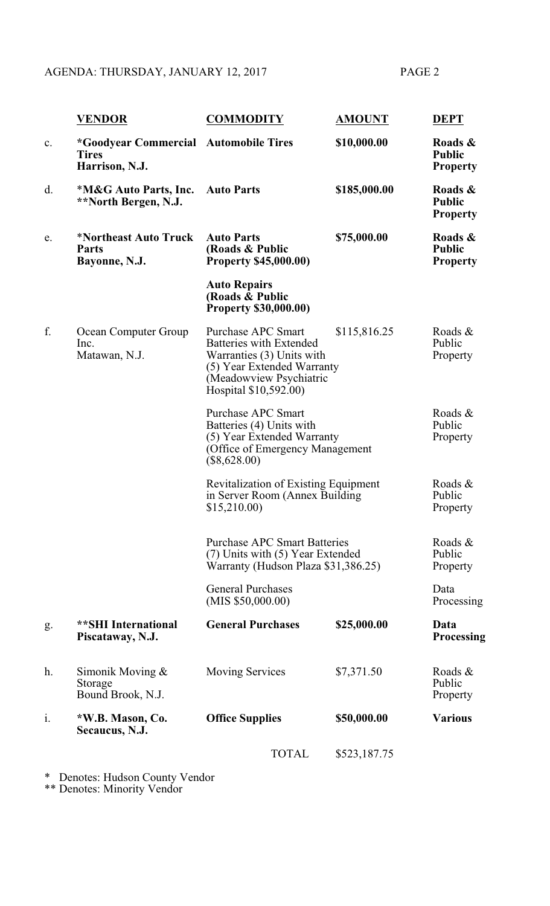| | VENDOR | COMMODITY | AMOUNT | DEPT |
|---|---|---|---|---|
| c. | **\*Goodyear Commercial Tires**<br>**Harrison, N.J.** | **Automobile Tires** | **$10,000.00** | **Roads & Public Property** |
| d. | **\*M&G Auto Parts, Inc.**<br>**\*\*North Bergen, N.J.** | **Auto Parts** | **$185,000.00** | **Roads & Public Property** |
| e. | **\*Northeast Auto Truck Parts**<br>**Bayonne, N.J.** | **Auto Parts (Roads & Public Property $45,000.00)** | **$75,000.00** | **Roads & Public Property** |
| | | **Auto Repairs (Roads & Public Property $30,000.00)** | | |
| f. | Ocean Computer Group Inc.<br>Matawan, N.J. | Purchase APC Smart Batteries with Extended Warranties (3) Units with (5) Year Extended Warranty (Meadowview Psychiatric Hospital $10,592.00) | $115,816.25 | Roads & Public Property |
| | | Purchase APC Smart Batteries (4) Units with (5) Year Extended Warranty (Office of Emergency Management ($8,628.00) | | Roads & Public Property |
| | | Revitalization of Existing Equipment in Server Room (Annex Building $15,210.00) | | Roads & Public Property |
| | | Purchase APC Smart Batteries (7) Units with (5) Year Extended Warranty (Hudson Plaza $31,386.25) | | Roads & Public Property |
| | | General Purchases (MIS $50,000.00) | | Data Processing |
| g. | **\*\*SHI International**<br>**Piscataway, N.J.** | **General Purchases** | **$25,000.00** | **Data Processing** |
| h. | Simonik Moving & Storage<br>Bound Brook, N.J. | Moving Services | $7,371.50 | Roads & Public Property |
| i. | **\*W.B. Mason, Co.**<br>**Secaucus, N.J.** | **Office Supplies** | **$50,000.00** | **Various** |
| | | TOTAL | $523,187.75 | |

\* Denotes: Hudson County Vendor
\*\* Denotes: Minority Vendor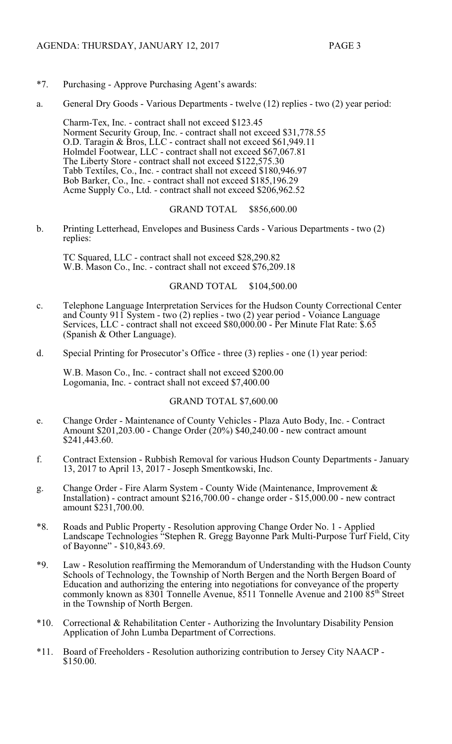*7. Purchasing - Approve Purchasing Agent's awards:

a. General Dry Goods - Various Departments - twelve (12) replies - two (2) year period:

Charm-Tex, Inc. - contract shall not exceed $123.45
Norment Security Group, Inc. - contract shall not exceed $31,778.55
O.D. Taragin & Bros, LLC - contract shall not exceed $61,949.11
Holmdel Footwear, LLC - contract shall not exceed $67,067.81
The Liberty Store - contract shall not exceed $122,575.30
Tabb Textiles, Co., Inc. - contract shall not exceed $180,946.97
Bob Barker, Co., Inc. - contract shall not exceed $185,196.29
Acme Supply Co., Ltd. - contract shall not exceed $206,962.52

GRAND TOTAL $856,600.00

b. Printing Letterhead, Envelopes and Business Cards - Various Departments - two (2) replies:

TC Squared, LLC - contract shall not exceed $28,290.82
W.B. Mason Co., Inc. - contract shall not exceed $76,209.18

GRAND TOTAL $104,500.00

c. Telephone Language Interpretation Services for the Hudson County Correctional Center and County 911 System - two (2) replies - two (2) year period - Voiance Language Services, LLC - contract shall not exceed $80,000.00 - Per Minute Flat Rate: $.65 (Spanish & Other Language).

d. Special Printing for Prosecutor's Office - three (3) replies - one (1) year period:

W.B. Mason Co., Inc. - contract shall not exceed $200.00
Logomania, Inc. - contract shall not exceed $7,400.00

GRAND TOTAL $7,600.00

e. Change Order - Maintenance of County Vehicles - Plaza Auto Body, Inc. - Contract Amount $201,203.00 - Change Order (20%) $40,240.00 - new contract amount $241,443.60.

f. Contract Extension - Rubbish Removal for various Hudson County Departments - January 13, 2017 to April 13, 2017 - Joseph Smentkowski, Inc.

g. Change Order - Fire Alarm System - County Wide (Maintenance, Improvement & Installation) - contract amount $216,700.00 - change order - $15,000.00 - new contract amount $231,700.00.

*8. Roads and Public Property - Resolution approving Change Order No. 1 - Applied Landscape Technologies "Stephen R. Gregg Bayonne Park Multi-Purpose Turf Field, City of Bayonne" - $10,843.69.

*9. Law - Resolution reaffirming the Memorandum of Understanding with the Hudson County Schools of Technology, the Township of North Bergen and the North Bergen Board of Education and authorizing the entering into negotiations for conveyance of the property commonly known as 8301 Tonnelle Avenue, 8511 Tonnelle Avenue and 2100 85th Street in the Township of North Bergen.

*10. Correctional & Rehabilitation Center - Authorizing the Involuntary Disability Pension Application of John Lumba Department of Corrections.

*11. Board of Freeholders - Resolution authorizing contribution to Jersey City NAACP - $150.00.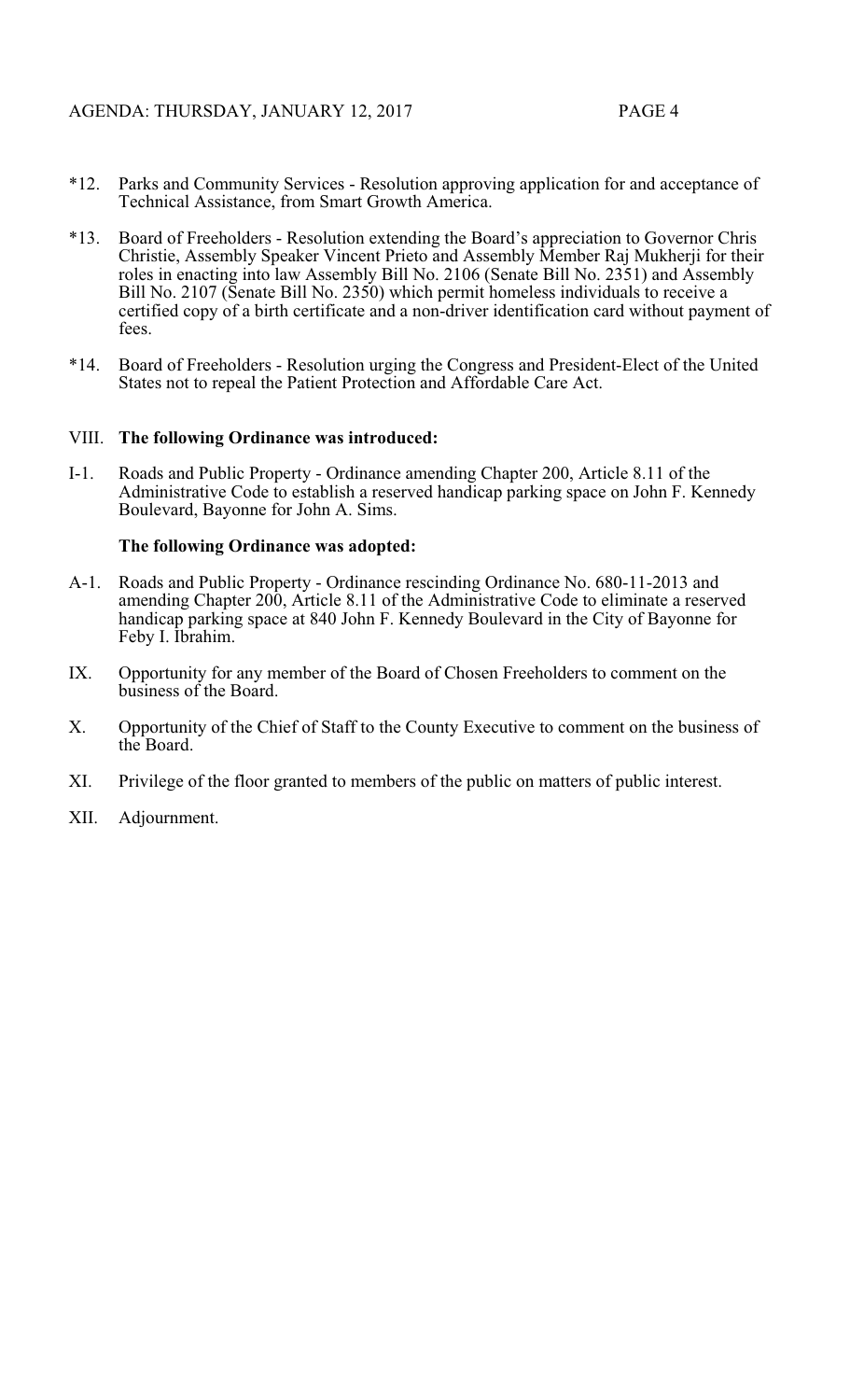*12. Parks and Community Services - Resolution approving application for and acceptance of Technical Assistance, from Smart Growth America.

*13. Board of Freeholders - Resolution extending the Board's appreciation to Governor Chris Christie, Assembly Speaker Vincent Prieto and Assembly Member Raj Mukherji for their roles in enacting into law Assembly Bill No. 2106 (Senate Bill No. 2351) and Assembly Bill No. 2107 (Senate Bill No. 2350) which permit homeless individuals to receive a certified copy of a birth certificate and a non-driver identification card without payment of fees.

*14. Board of Freeholders - Resolution urging the Congress and President-Elect of the United States not to repeal the Patient Protection and Affordable Care Act.

VIII. **The following Ordinance was introduced:**

I-1. Roads and Public Property - Ordinance amending Chapter 200, Article 8.11 of the Administrative Code to establish a reserved handicap parking space on John F. Kennedy Boulevard, Bayonne for John A. Sims.

**The following Ordinance was adopted:**

A-1. Roads and Public Property - Ordinance rescinding Ordinance No. 680-11-2013 and amending Chapter 200, Article 8.11 of the Administrative Code to eliminate a reserved handicap parking space at 840 John F. Kennedy Boulevard in the City of Bayonne for Feby I. Ibrahim.

IX. Opportunity for any member of the Board of Chosen Freeholders to comment on the business of the Board.

X. Opportunity of the Chief of Staff to the County Executive to comment on the business of the Board.

XI. Privilege of the floor granted to members of the public on matters of public interest.

XII. Adjournment.